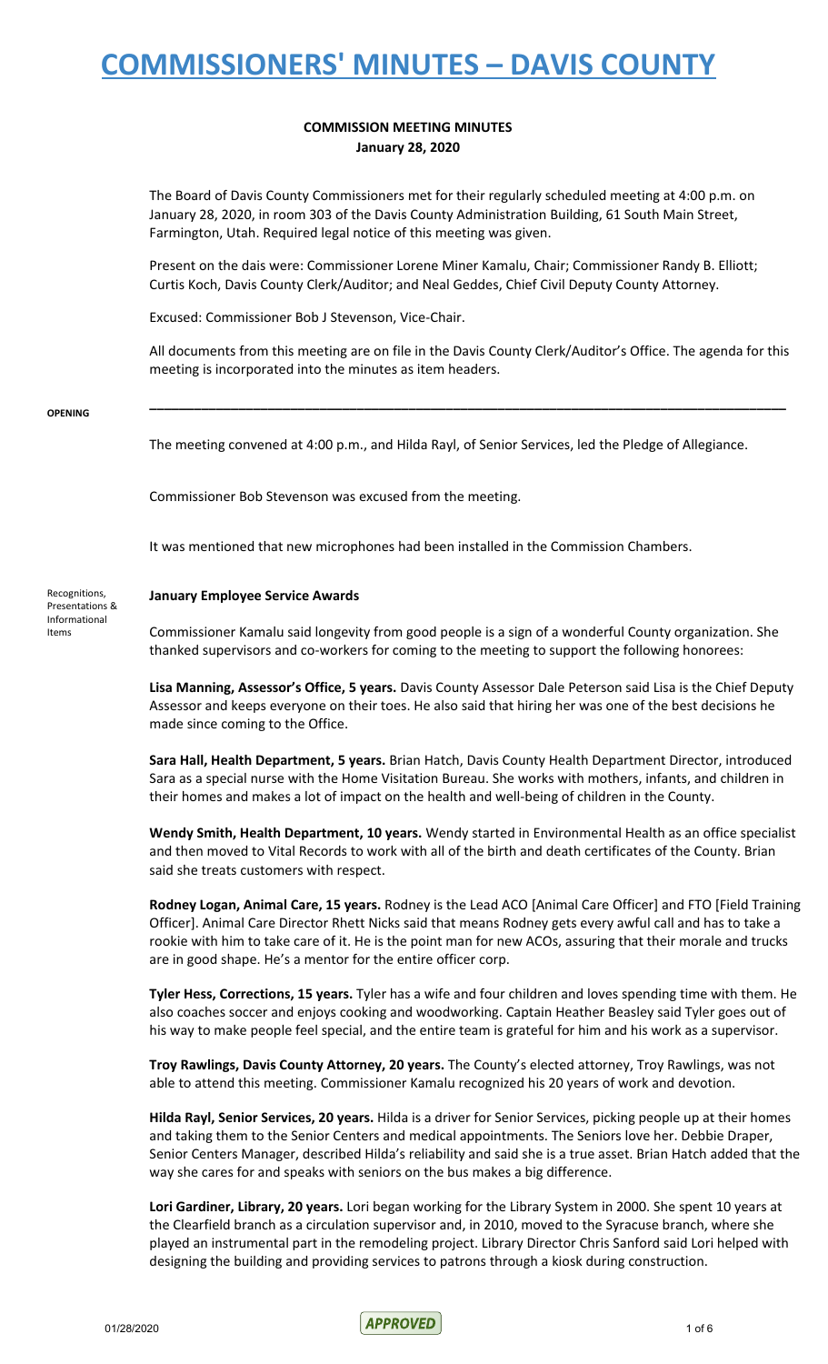# COMMISSIONERS' MINUTES – DAVIS COUNTY

## COMMISSION MEETING MINUTES
### January 28, 2020

The Board of Davis County Commissioners met for their regularly scheduled meeting at 4:00 p.m. on January 28, 2020, in room 303 of the Davis County Administration Building, 61 South Main Street, Farmington, Utah. Required legal notice of this meeting was given.

Present on the dais were: Commissioner Lorene Miner Kamalu, Chair; Commissioner Randy B. Elliott; Curtis Koch, Davis County Clerk/Auditor; and Neal Geddes, Chief Civil Deputy County Attorney.

Excused: Commissioner Bob J Stevenson, Vice-Chair.

All documents from this meeting are on file in the Davis County Clerk/Auditor's Office. The agenda for this meeting is incorporated into the minutes as item headers.

---

**OPENING**

The meeting convened at 4:00 p.m., and Hilda Rayl, of Senior Services, led the Pledge of Allegiance.

Commissioner Bob Stevenson was excused from the meeting.

It was mentioned that new microphones had been installed in the Commission Chambers.

**Recognitions, Presentations & Informational Items**

**January Employee Service Awards**

Commissioner Kamalu said longevity from good people is a sign of a wonderful County organization. She thanked supervisors and co-workers for coming to the meeting to support the following honorees:

**Lisa Manning, Assessor's Office, 5 years.** Davis County Assessor Dale Peterson said Lisa is the Chief Deputy Assessor and keeps everyone on their toes. He also said that hiring her was one of the best decisions he made since coming to the Office.

**Sara Hall, Health Department, 5 years.** Brian Hatch, Davis County Health Department Director, introduced Sara as a special nurse with the Home Visitation Bureau. She works with mothers, infants, and children in their homes and makes a lot of impact on the health and well-being of children in the County.

**Wendy Smith, Health Department, 10 years.** Wendy started in Environmental Health as an office specialist and then moved to Vital Records to work with all of the birth and death certificates of the County. Brian said she treats customers with respect.

**Rodney Logan, Animal Care, 15 years.** Rodney is the Lead ACO [Animal Care Officer] and FTO [Field Training Officer]. Animal Care Director Rhett Nicks said that means Rodney gets every awful call and has to take a rookie with him to take care of it. He is the point man for new ACOs, assuring that their morale and trucks are in good shape. He's a mentor for the entire officer corp.

**Tyler Hess, Corrections, 15 years.** Tyler has a wife and four children and loves spending time with them. He also coaches soccer and enjoys cooking and woodworking. Captain Heather Beasley said Tyler goes out of his way to make people feel special, and the entire team is grateful for him and his work as a supervisor.

**Troy Rawlings, Davis County Attorney, 20 years.** The County's elected attorney, Troy Rawlings, was not able to attend this meeting. Commissioner Kamalu recognized his 20 years of work and devotion.

**Hilda Rayl, Senior Services, 20 years.** Hilda is a driver for Senior Services, picking people up at their homes and taking them to the Senior Centers and medical appointments. The Seniors love her. Debbie Draper, Senior Centers Manager, described Hilda's reliability and said she is a true asset. Brian Hatch added that the way she cares for and speaks with seniors on the bus makes a big difference.

**Lori Gardiner, Library, 20 years.** Lori began working for the Library System in 2000. She spent 10 years at the Clearfield branch as a circulation supervisor and, in 2010, moved to the Syracuse branch, where she played an instrumental part in the remodeling project. Library Director Chris Sanford said Lori helped with designing the building and providing services to patrons through a kiosk during construction.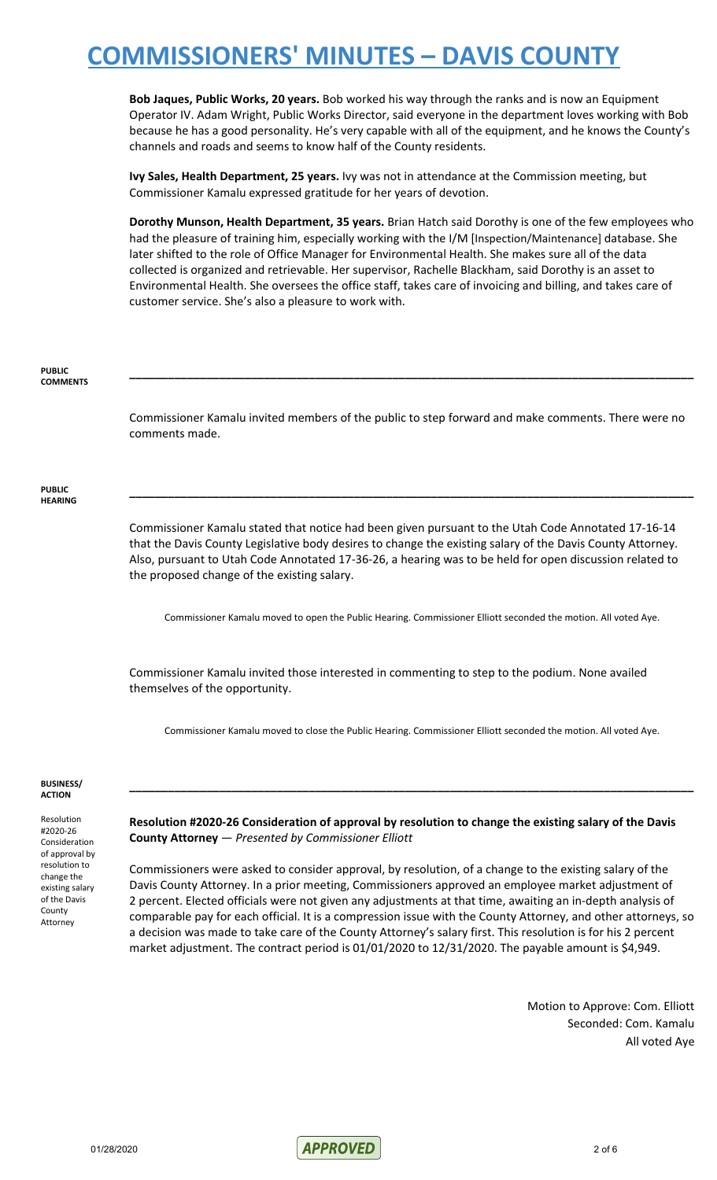**Bob Jaques, Public Works, 20 years.** Bob worked his way through the ranks and is now an Equipment Operator IV. Adam Wright, Public Works Director, said everyone in the department loves working with Bob because he has a good personality. He's very capable with all of the equipment, and he knows the County's channels and roads and seems to know half of the County residents.

**Ivy Sales, Health Department, 25 years.** Ivy was not in attendance at the Commission meeting, but Commissioner Kamalu expressed gratitude for her years of devotion.

**Dorothy Munson, Health Department, 35 years.** Brian Hatch said Dorothy is one of the few employees who had the pleasure of training him, especially working with the I/M [Inspection/Maintenance] database. She later shifted to the role of Office Manager for Environmental Health. She makes sure all of the data collected is organized and retrievable. Her supervisor, Rachelle Blackham, said Dorothy is an asset to Environmental Health. She oversees the office staff, takes care of invoicing and billing, and takes care of customer service. She's also a pleasure to work with.

**PUBLIC COMMENTS**

Commissioner Kamalu invited members of the public to step forward and make comments. There were no comments made.

**PUBLIC HEARING**

Commissioner Kamalu stated that notice had been given pursuant to the Utah Code Annotated 17-16-14 that the Davis County Legislative body desires to change the existing salary of the Davis County Attorney. Also, pursuant to Utah Code Annotated 17-36-26, a hearing was to be held for open discussion related to the proposed change of the existing salary.

Commissioner Kamalu moved to open the Public Hearing. Commissioner Elliott seconded the motion. All voted Aye.

Commissioner Kamalu invited those interested in commenting to step to the podium. None availed themselves of the opportunity.

Commissioner Kamalu moved to close the Public Hearing. Commissioner Elliott seconded the motion. All voted Aye.

**BUSINESS/ ACTION**

Resolution #2020-26 Consideration of approval by resolution to change the existing salary of the Davis County Attorney

**Resolution #2020-26 Consideration of approval by resolution to change the existing salary of the Davis County Attorney** — *Presented by Commissioner Elliott*

Commissioners were asked to consider approval, by resolution, of a change to the existing salary of the Davis County Attorney. In a prior meeting, Commissioners approved an employee market adjustment of 2 percent. Elected officials were not given any adjustments at that time, awaiting an in-depth analysis of comparable pay for each official. It is a compression issue with the County Attorney, and other attorneys, so a decision was made to take care of the County Attorney's salary first. This resolution is for his 2 percent market adjustment. The contract period is 01/01/2020 to 12/31/2020. The payable amount is $4,949.

Motion to Approve: Com. Elliott
Seconded: Com. Kamalu
All voted Aye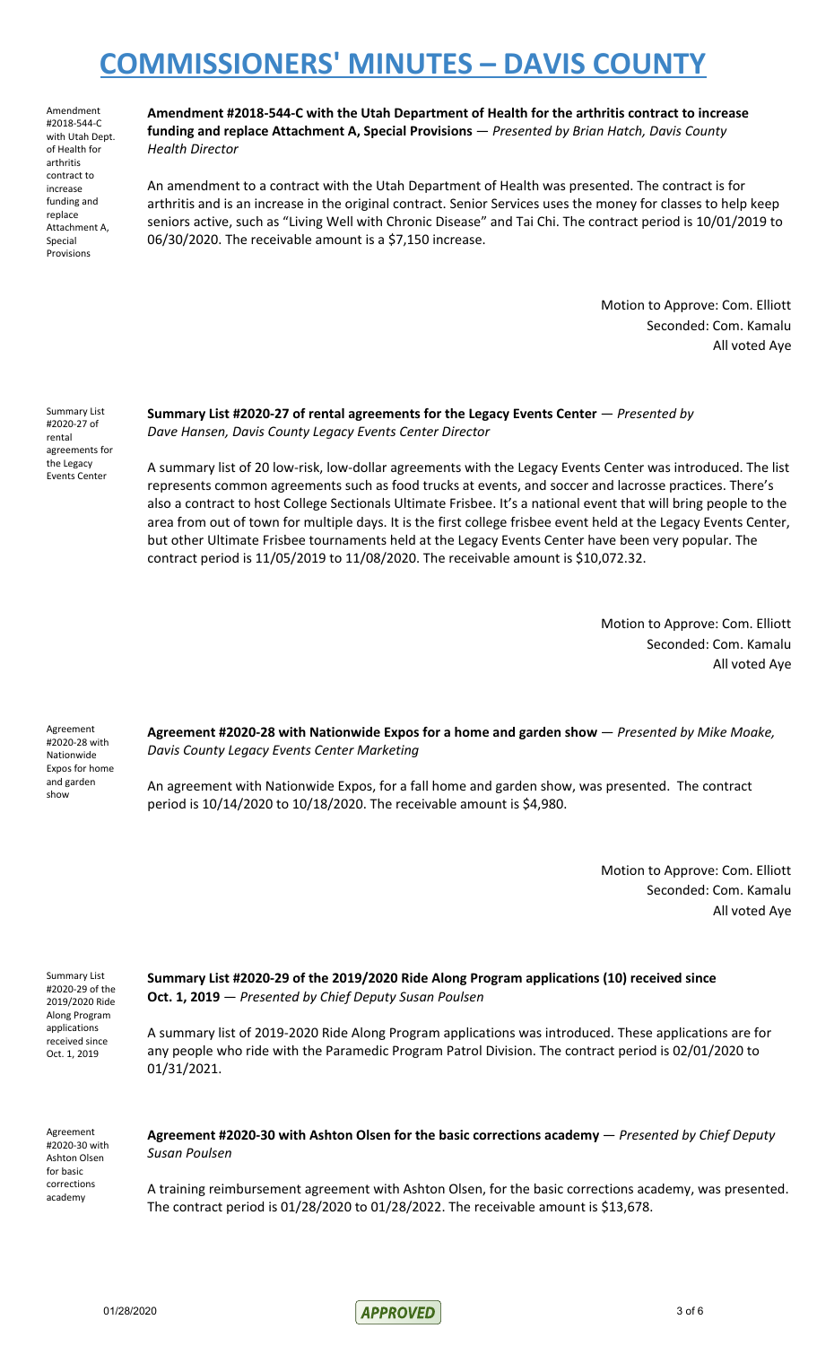Amendment #2018-544-C with Utah Dept. of Health for arthritis contract to increase funding and replace Attachment A, Special Provisions

**Amendment #2018-544-C with the Utah Department of Health for the arthritis contract to increase funding and replace Attachment A, Special Provisions** — *Presented by Brian Hatch, Davis County Health Director*

An amendment to a contract with the Utah Department of Health was presented. The contract is for arthritis and is an increase in the original contract. Senior Services uses the money for classes to help keep seniors active, such as "Living Well with Chronic Disease" and Tai Chi. The contract period is 10/01/2019 to 06/30/2020. The receivable amount is a $7,150 increase.

Motion to Approve: Com. Elliott
Seconded: Com. Kamalu
All voted Aye

Summary List #2020-27 of rental agreements for the Legacy Events Center

**Summary List #2020-27 of rental agreements for the Legacy Events Center** — *Presented by Dave Hansen, Davis County Legacy Events Center Director*

A summary list of 20 low-risk, low-dollar agreements with the Legacy Events Center was introduced. The list represents common agreements such as food trucks at events, and soccer and lacrosse practices. There's also a contract to host College Sectionals Ultimate Frisbee. It's a national event that will bring people to the area from out of town for multiple days. It is the first college frisbee event held at the Legacy Events Center, but other Ultimate Frisbee tournaments held at the Legacy Events Center have been very popular. The contract period is 11/05/2019 to 11/08/2020. The receivable amount is $10,072.32.

Motion to Approve: Com. Elliott
Seconded: Com. Kamalu
All voted Aye

Agreement #2020-28 with Nationwide Expos for home and garden show

**Agreement #2020-28 with Nationwide Expos for a home and garden show** — *Presented by Mike Moake, Davis County Legacy Events Center Marketing*

An agreement with Nationwide Expos, for a fall home and garden show, was presented. The contract period is 10/14/2020 to 10/18/2020. The receivable amount is $4,980.

Motion to Approve: Com. Elliott
Seconded: Com. Kamalu
All voted Aye

Summary List #2020-29 of the 2019/2020 Ride Along Program applications received since Oct. 1, 2019

**Summary List #2020-29 of the 2019/2020 Ride Along Program applications (10) received since Oct. 1, 2019** — *Presented by Chief Deputy Susan Poulsen*

A summary list of 2019-2020 Ride Along Program applications was introduced. These applications are for any people who ride with the Paramedic Program Patrol Division. The contract period is 02/01/2020 to 01/31/2021.

Agreement #2020-30 with Ashton Olsen for basic corrections academy

**Agreement #2020-30 with Ashton Olsen for the basic corrections academy** — *Presented by Chief Deputy Susan Poulsen*

A training reimbursement agreement with Ashton Olsen, for the basic corrections academy, was presented. The contract period is 01/28/2020 to 01/28/2022. The receivable amount is $13,678.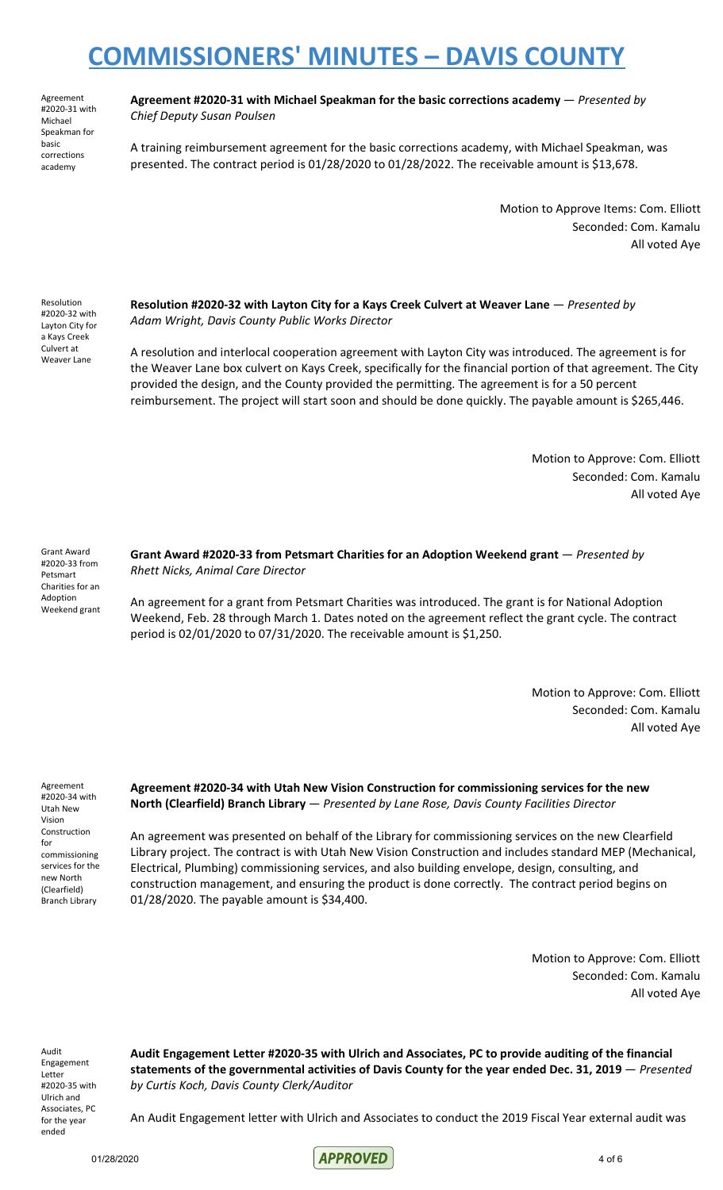# COMMISSIONERS' MINUTES – DAVIS COUNTY

Agreement #2020-31 with Michael Speakman for basic corrections academy

**Agreement #2020-31 with Michael Speakman for the basic corrections academy** — *Presented by Chief Deputy Susan Poulsen*

A training reimbursement agreement for the basic corrections academy, with Michael Speakman, was presented. The contract period is 01/28/2020 to 01/28/2022. The receivable amount is $13,678.

Motion to Approve Items: Com. Elliott
Seconded: Com. Kamalu
All voted Aye

Resolution #2020-32 with Layton City for a Kays Creek Culvert at Weaver Lane

**Resolution #2020-32 with Layton City for a Kays Creek Culvert at Weaver Lane** — *Presented by Adam Wright, Davis County Public Works Director*

A resolution and interlocal cooperation agreement with Layton City was introduced. The agreement is for the Weaver Lane box culvert on Kays Creek, specifically for the financial portion of that agreement. The City provided the design, and the County provided the permitting. The agreement is for a 50 percent reimbursement. The project will start soon and should be done quickly. The payable amount is $265,446.

Motion to Approve: Com. Elliott
Seconded: Com. Kamalu
All voted Aye

Grant Award #2020-33 from Petsmart Charities for an Adoption Weekend grant

**Grant Award #2020-33 from Petsmart Charities for an Adoption Weekend grant** — *Presented by Rhett Nicks, Animal Care Director*

An agreement for a grant from Petsmart Charities was introduced. The grant is for National Adoption Weekend, Feb. 28 through March 1. Dates noted on the agreement reflect the grant cycle. The contract period is 02/01/2020 to 07/31/2020. The receivable amount is $1,250.

Motion to Approve: Com. Elliott
Seconded: Com. Kamalu
All voted Aye

Agreement #2020-34 with Utah New Vision Construction for commissioning services for the new North (Clearfield) Branch Library

**Agreement #2020-34 with Utah New Vision Construction for commissioning services for the new North (Clearfield) Branch Library** — *Presented by Lane Rose, Davis County Facilities Director*

An agreement was presented on behalf of the Library for commissioning services on the new Clearfield Library project. The contract is with Utah New Vision Construction and includes standard MEP (Mechanical, Electrical, Plumbing) commissioning services, and also building envelope, design, consulting, and construction management, and ensuring the product is done correctly. The contract period begins on 01/28/2020. The payable amount is $34,400.

Motion to Approve: Com. Elliott
Seconded: Com. Kamalu
All voted Aye

Audit Engagement Letter #2020-35 with Ulrich and Associates, PC for the year ended

**Audit Engagement Letter #2020-35 with Ulrich and Associates, PC to provide auditing of the financial statements of the governmental activities of Davis County for the year ended Dec. 31, 2019** — *Presented by Curtis Koch, Davis County Clerk/Auditor*

An Audit Engagement letter with Ulrich and Associates to conduct the 2019 Fiscal Year external audit was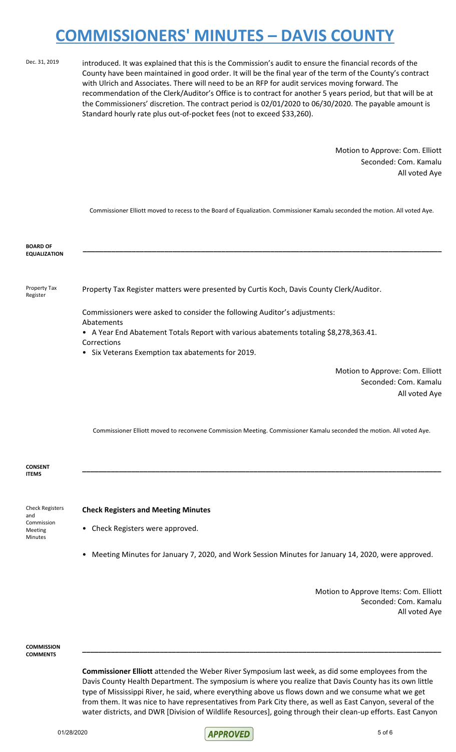Dec. 31, 2019

introduced. It was explained that this is the Commission's audit to ensure the financial records of the County have been maintained in good order. It will be the final year of the term of the County's contract with Ulrich and Associates. There will need to be an RFP for audit services moving forward. The recommendation of the Clerk/Auditor's Office is to contract for another 5 years period, but that will be at the Commissioners' discretion. The contract period is 02/01/2020 to 06/30/2020. The payable amount is Standard hourly rate plus out-of-pocket fees (not to exceed $33,260).

Motion to Approve: Com. Elliott
Seconded: Com. Kamalu
All voted Aye

Commissioner Elliott moved to recess to the Board of Equalization. Commissioner Kamalu seconded the motion. All voted Aye.

**BOARD OF EQUALIZATION**

Property Tax Register

Property Tax Register matters were presented by Curtis Koch, Davis County Clerk/Auditor.

Commissioners were asked to consider the following Auditor's adjustments:

Abatements

- A Year End Abatement Totals Report with various abatements totaling $8,278,363.41.

Corrections

- Six Veterans Exemption tax abatements for 2019.

Motion to Approve: Com. Elliott
Seconded: Com. Kamalu
All voted Aye

Commissioner Elliott moved to reconvene Commission Meeting. Commissioner Kamalu seconded the motion. All voted Aye.

**CONSENT ITEMS**

Check Registers and Commission Meeting Minutes

**Check Registers and Meeting Minutes**

- Check Registers were approved.
- Meeting Minutes for January 7, 2020, and Work Session Minutes for January 14, 2020, were approved.

Motion to Approve Items: Com. Elliott
Seconded: Com. Kamalu
All voted Aye

**COMMISSION COMMENTS**

**Commissioner Elliott** attended the Weber River Symposium last week, as did some employees from the Davis County Health Department. The symposium is where you realize that Davis County has its own little type of Mississippi River, he said, where everything above us flows down and we consume what we get from them. It was nice to have representatives from Park City there, as well as East Canyon, several of the water districts, and DWR [Division of Wildlife Resources], going through their clean-up efforts. East Canyon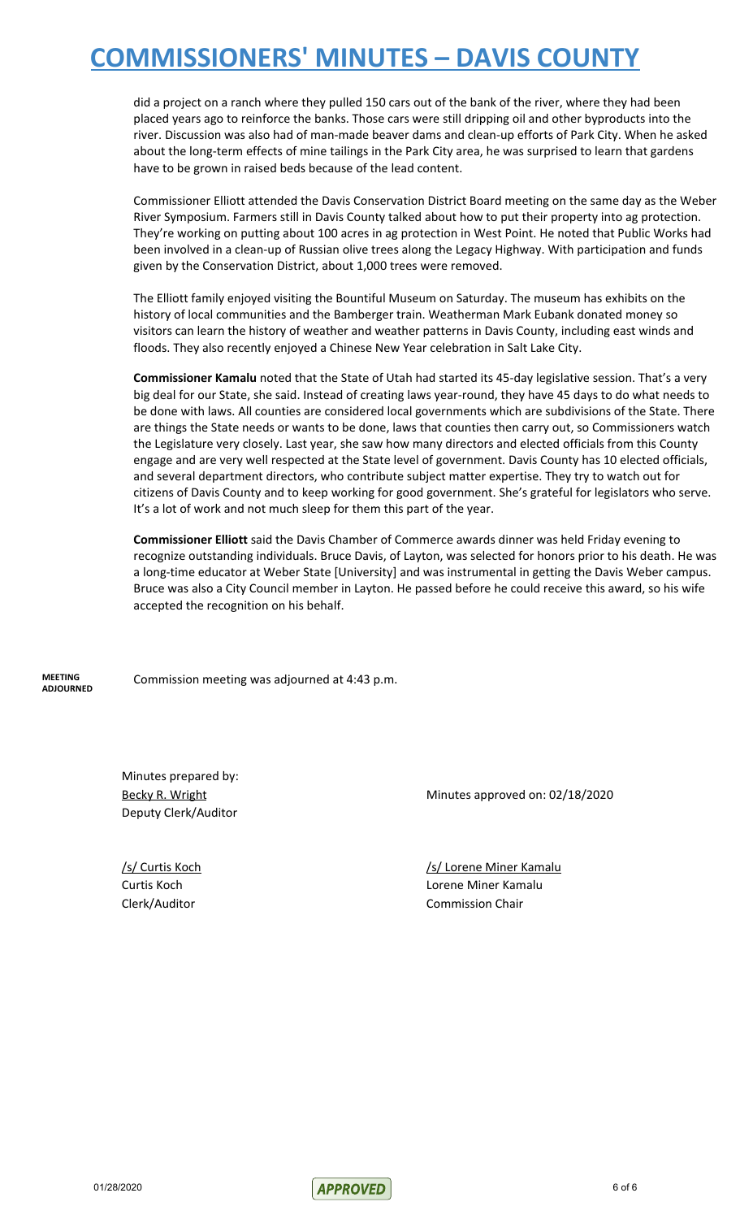did a project on a ranch where they pulled 150 cars out of the bank of the river, where they had been placed years ago to reinforce the banks. Those cars were still dripping oil and other byproducts into the river. Discussion was also had of man-made beaver dams and clean-up efforts of Park City. When he asked about the long-term effects of mine tailings in the Park City area, he was surprised to learn that gardens have to be grown in raised beds because of the lead content.

Commissioner Elliott attended the Davis Conservation District Board meeting on the same day as the Weber River Symposium. Farmers still in Davis County talked about how to put their property into ag protection. They're working on putting about 100 acres in ag protection in West Point. He noted that Public Works had been involved in a clean-up of Russian olive trees along the Legacy Highway. With participation and funds given by the Conservation District, about 1,000 trees were removed.

The Elliott family enjoyed visiting the Bountiful Museum on Saturday. The museum has exhibits on the history of local communities and the Bamberger train. Weatherman Mark Eubank donated money so visitors can learn the history of weather and weather patterns in Davis County, including east winds and floods. They also recently enjoyed a Chinese New Year celebration in Salt Lake City.

**Commissioner Kamalu** noted that the State of Utah had started its 45-day legislative session. That's a very big deal for our State, she said. Instead of creating laws year-round, they have 45 days to do what needs to be done with laws. All counties are considered local governments which are subdivisions of the State. There are things the State needs or wants to be done, laws that counties then carry out, so Commissioners watch the Legislature very closely. Last year, she saw how many directors and elected officials from this County engage and are very well respected at the State level of government. Davis County has 10 elected officials, and several department directors, who contribute subject matter expertise. They try to watch out for citizens of Davis County and to keep working for good government. She's grateful for legislators who serve. It's a lot of work and not much sleep for them this part of the year.

**Commissioner Elliott** said the Davis Chamber of Commerce awards dinner was held Friday evening to recognize outstanding individuals. Bruce Davis, of Layton, was selected for honors prior to his death. He was a long-time educator at Weber State [University] and was instrumental in getting the Davis Weber campus. Bruce was also a City Council member in Layton. He passed before he could receive this award, so his wife accepted the recognition on his behalf.

**MEETING ADJOURNED**

Commission meeting was adjourned at 4:43 p.m.

Minutes prepared by:
Becky R. Wright
Deputy Clerk/Auditor

Minutes approved on: 02/18/2020

/s/ Curtis Koch
Curtis Koch
Clerk/Auditor

/s/ Lorene Miner Kamalu
Lorene Miner Kamalu
Commission Chair

APPROVED